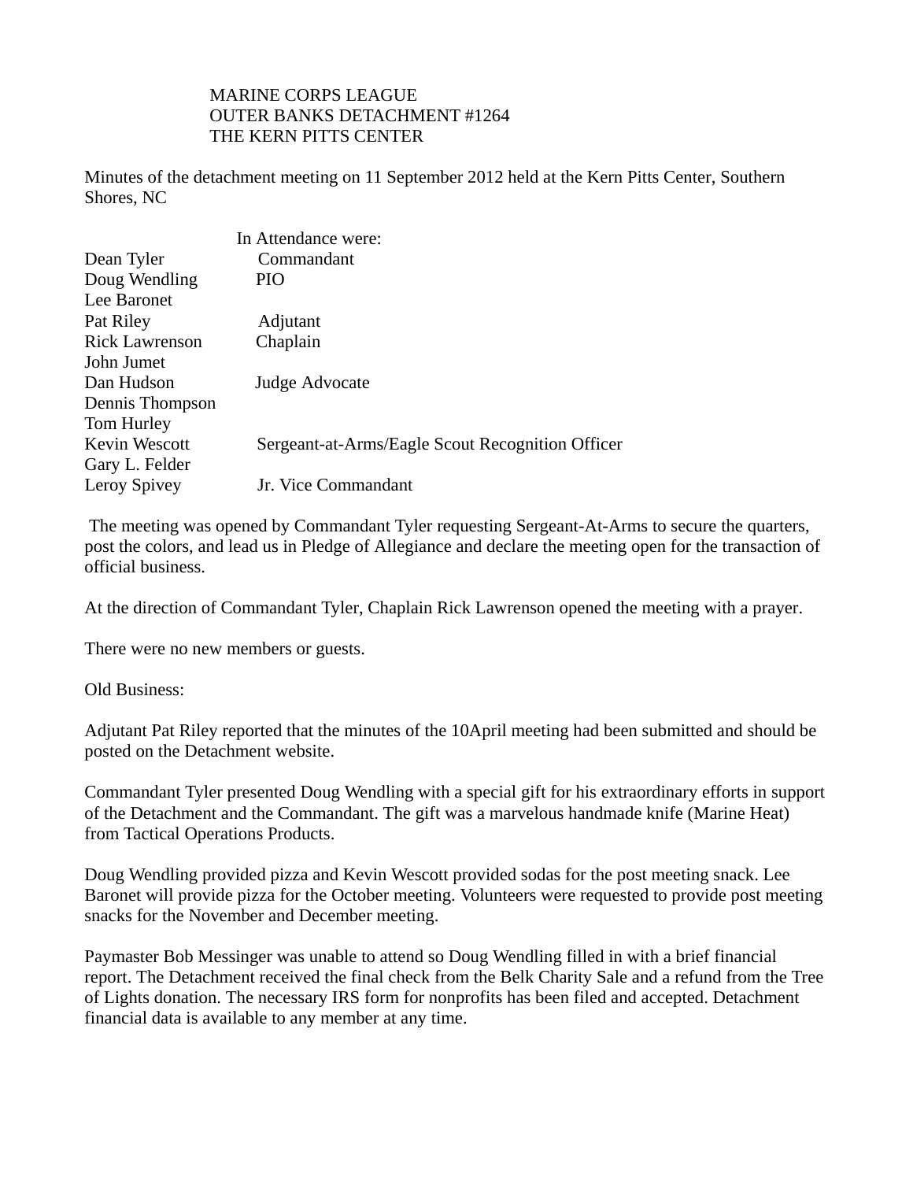MARINE CORPS LEAGUE
OUTER BANKS DETACHMENT #1264
THE KERN PITTS CENTER

Minutes of the detachment meeting on 11 September 2012 held at the Kern Pitts Center, Southern Shores, NC

In Attendance were:

| | |
|---|---|
| Dean Tyler | Commandant |
| Doug Wendling | PIO |
| Lee Baronet | |
| Pat Riley | Adjutant |
| Rick Lawrenson | Chaplain |
| John Jumet | |
| Dan Hudson | Judge Advocate |
| Dennis Thompson | |
| Tom Hurley | |
| Kevin Wescott | Sergeant-at-Arms/Eagle Scout Recognition Officer |
| Gary L. Felder | |
| Leroy Spivey | Jr. Vice Commandant |

The meeting was opened by Commandant Tyler requesting Sergeant-At-Arms to secure the quarters, post the colors, and lead us in Pledge of Allegiance and declare the meeting open for the transaction of official business.

At the direction of Commandant Tyler, Chaplain Rick Lawrenson opened the meeting with a prayer.

There were no new members or guests.

Old Business:

Adjutant Pat Riley reported that the minutes of the 10April meeting had been submitted and should be posted on the Detachment website.

Commandant Tyler presented Doug Wendling with a special gift for his extraordinary efforts in support of the Detachment and the Commandant. The gift was a marvelous handmade knife (Marine Heat) from Tactical Operations Products.

Doug Wendling provided pizza and Kevin Wescott provided sodas for the post meeting snack. Lee Baronet will provide pizza for the October meeting. Volunteers were requested to provide post meeting snacks for the November and December meeting.

Paymaster Bob Messinger was unable to attend so Doug Wendling filled in with a brief financial report. The Detachment received the final check from the Belk Charity Sale and a refund from the Tree of Lights donation. The necessary IRS form for nonprofits has been filed and accepted. Detachment financial data is available to any member at any time.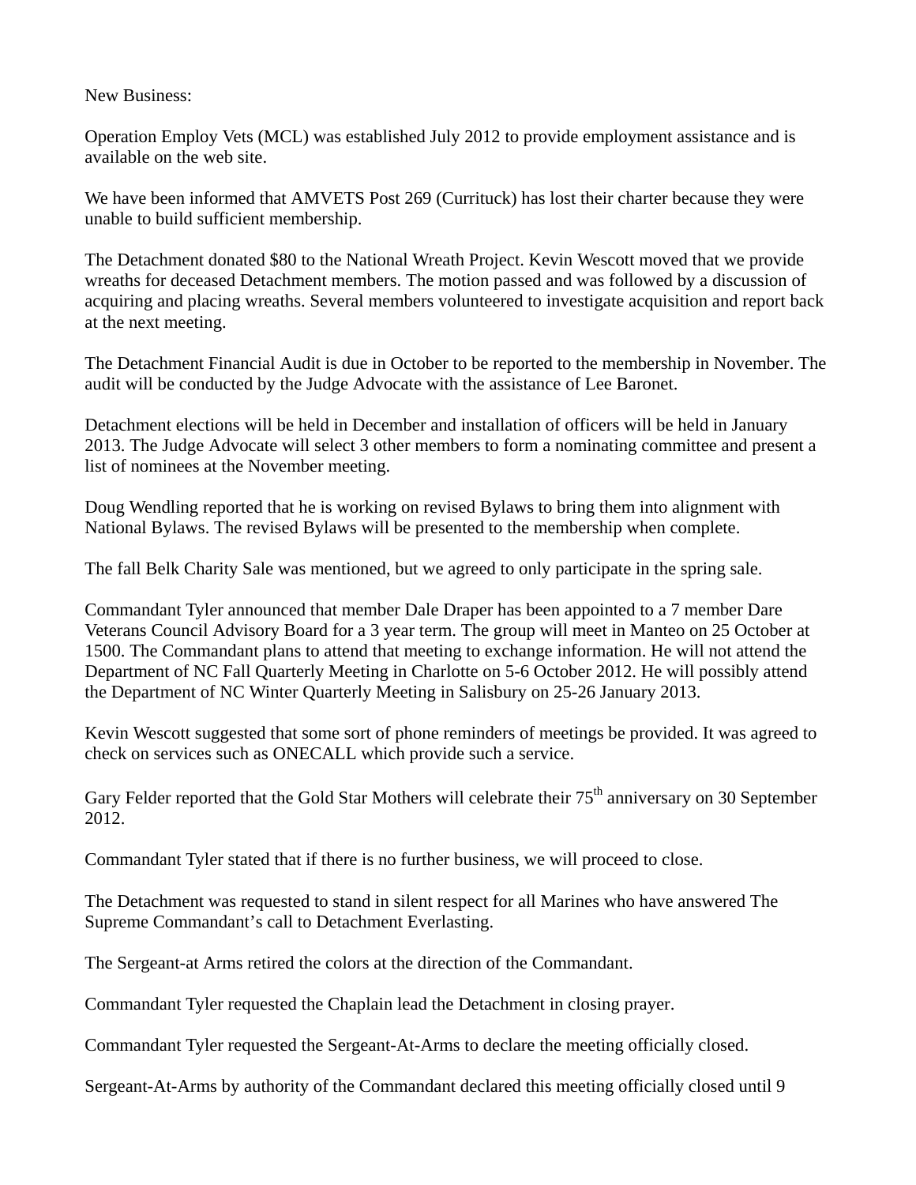New Business:

Operation Employ Vets (MCL) was established July 2012 to provide employment assistance and is available on the web site.

We have been informed that AMVETS Post 269 (Currituck) has lost their charter because they were unable to build sufficient membership.

The Detachment donated $80 to the National Wreath Project. Kevin Wescott moved that we provide wreaths for deceased Detachment members. The motion passed and was followed by a discussion of acquiring and placing wreaths. Several members volunteered to investigate acquisition and report back at the next meeting.

The Detachment Financial Audit is due in October to be reported to the membership in November. The audit will be conducted by the Judge Advocate with the assistance of Lee Baronet.

Detachment elections will be held in December and installation of officers will be held in January 2013. The Judge Advocate will select 3 other members to form a nominating committee and present a list of nominees at the November meeting.

Doug Wendling reported that he is working on revised Bylaws to bring them into alignment with National Bylaws. The revised Bylaws will be presented to the membership when complete.

The fall Belk Charity Sale was mentioned, but we agreed to only participate in the spring sale.

Commandant Tyler announced that member Dale Draper has been appointed to a 7 member Dare Veterans Council Advisory Board for a 3 year term. The group will meet in Manteo on 25 October at 1500. The Commandant plans to attend that meeting to exchange information. He will not attend the Department of NC Fall Quarterly Meeting in Charlotte on 5-6 October 2012. He will possibly attend the Department of NC Winter Quarterly Meeting in Salisbury on 25-26 January 2013.

Kevin Wescott suggested that some sort of phone reminders of meetings be provided. It was agreed to check on services such as ONECALL which provide such a service.

Gary Felder reported that the Gold Star Mothers will celebrate their 75th anniversary on 30 September 2012.

Commandant Tyler stated that if there is no further business, we will proceed to close.

The Detachment was requested to stand in silent respect for all Marines who have answered The Supreme Commandant's call to Detachment Everlasting.

The Sergeant-at Arms retired the colors at the direction of the Commandant.

Commandant Tyler requested the Chaplain lead the Detachment in closing prayer.

Commandant Tyler requested the Sergeant-At-Arms to declare the meeting officially closed.

Sergeant-At-Arms by authority of the Commandant declared this meeting officially closed until 9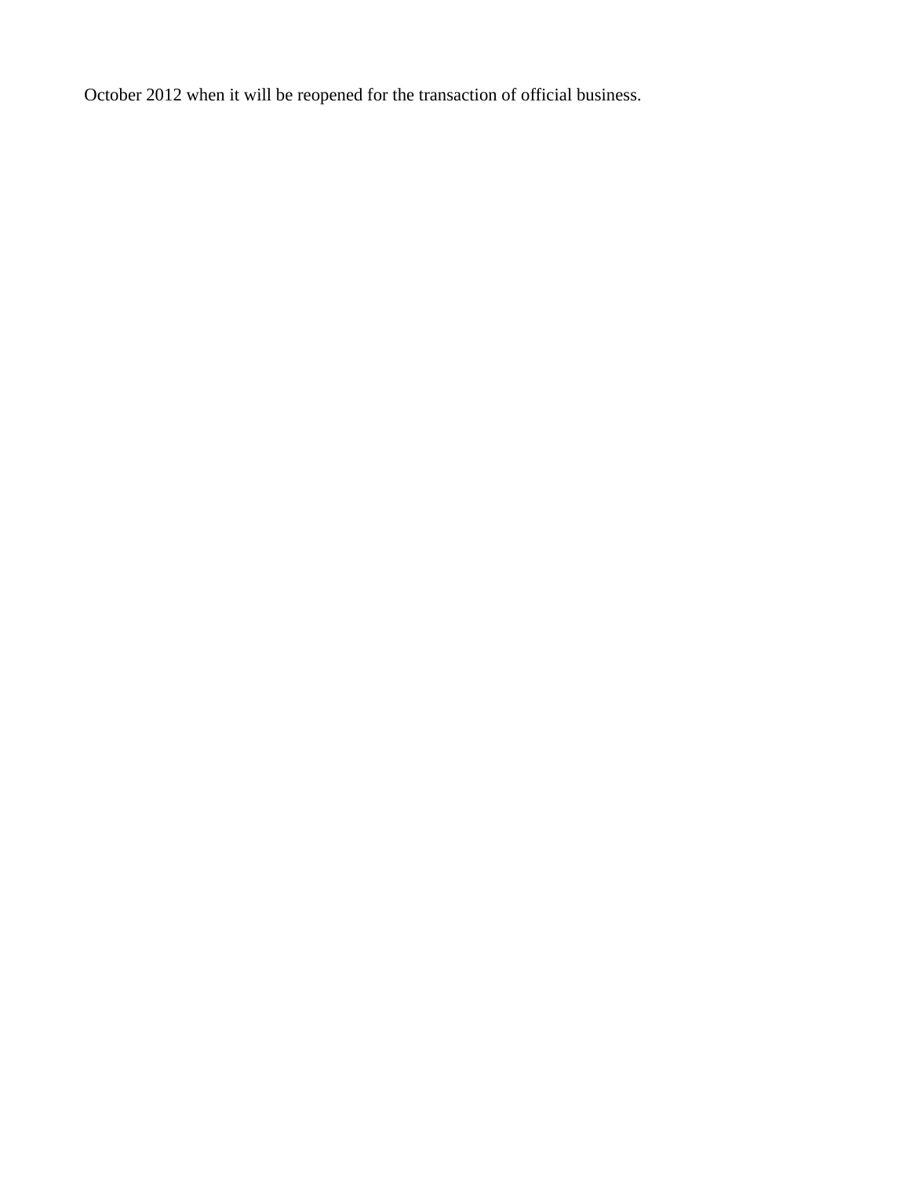October 2012 when it will be reopened for the transaction of official business.